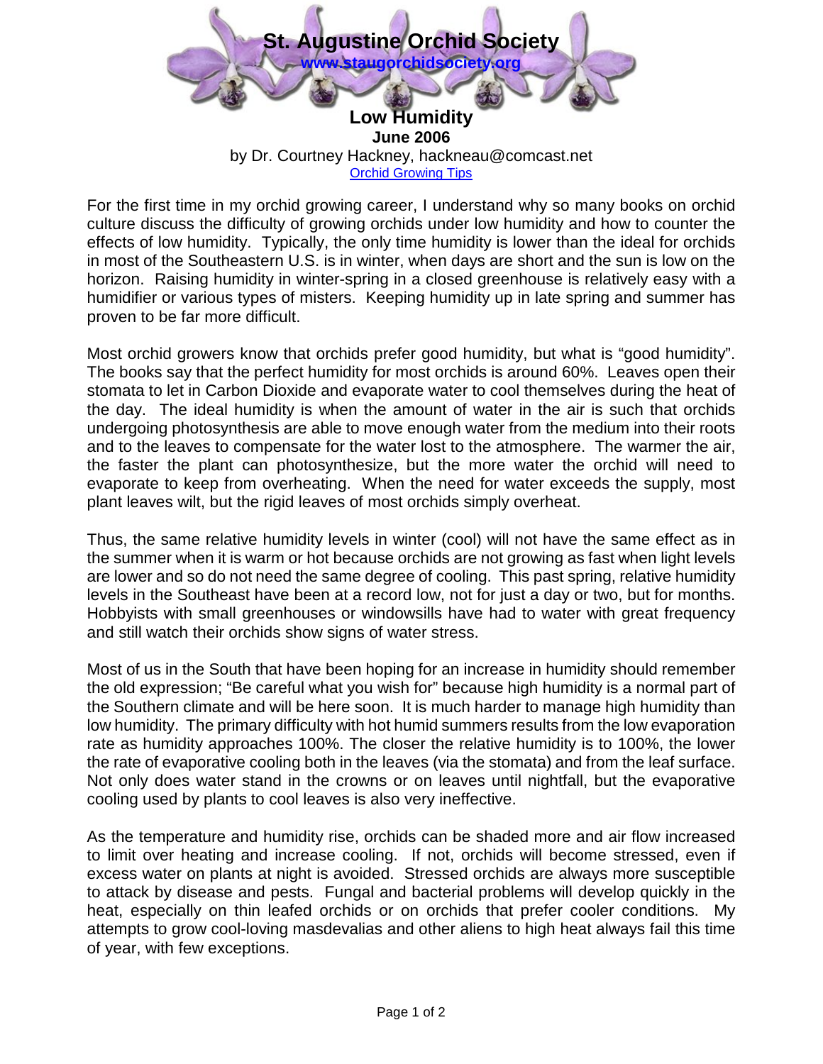# St. Augustine Orchid Society

www.staugorchidsociety.org

## Low Humidity

**June 2006**

by Dr. Courtney Hackney, hackneau@comcast.net

Orchid Growing Tips

For the first time in my orchid growing career, I understand why so many books on orchid culture discuss the difficulty of growing orchids under low humidity and how to counter the effects of low humidity. Typically, the only time humidity is lower than the ideal for orchids in most of the Southeastern U.S. is in winter, when days are short and the sun is low on the horizon. Raising humidity in winter-spring in a closed greenhouse is relatively easy with a humidifier or various types of misters. Keeping humidity up in late spring and summer has proven to be far more difficult.

Most orchid growers know that orchids prefer good humidity, but what is "good humidity". The books say that the perfect humidity for most orchids is around 60%. Leaves open their stomata to let in Carbon Dioxide and evaporate water to cool themselves during the heat of the day. The ideal humidity is when the amount of water in the air is such that orchids undergoing photosynthesis are able to move enough water from the medium into their roots and to the leaves to compensate for the water lost to the atmosphere. The warmer the air, the faster the plant can photosynthesize, but the more water the orchid will need to evaporate to keep from overheating. When the need for water exceeds the supply, most plant leaves wilt, but the rigid leaves of most orchids simply overheat.

Thus, the same relative humidity levels in winter (cool) will not have the same effect as in the summer when it is warm or hot because orchids are not growing as fast when light levels are lower and so do not need the same degree of cooling. This past spring, relative humidity levels in the Southeast have been at a record low, not for just a day or two, but for months. Hobbyists with small greenhouses or windowsills have had to water with great frequency and still watch their orchids show signs of water stress.

Most of us in the South that have been hoping for an increase in humidity should remember the old expression; "Be careful what you wish for" because high humidity is a normal part of the Southern climate and will be here soon. It is much harder to manage high humidity than low humidity. The primary difficulty with hot humid summers results from the low evaporation rate as humidity approaches 100%. The closer the relative humidity is to 100%, the lower the rate of evaporative cooling both in the leaves (via the stomata) and from the leaf surface. Not only does water stand in the crowns or on leaves until nightfall, but the evaporative cooling used by plants to cool leaves is also very ineffective.

As the temperature and humidity rise, orchids can be shaded more and air flow increased to limit over heating and increase cooling. If not, orchids will become stressed, even if excess water on plants at night is avoided. Stressed orchids are always more susceptible to attack by disease and pests. Fungal and bacterial problems will develop quickly in the heat, especially on thin leafed orchids or on orchids that prefer cooler conditions. My attempts to grow cool-loving masdevalias and other aliens to high heat always fail this time of year, with few exceptions.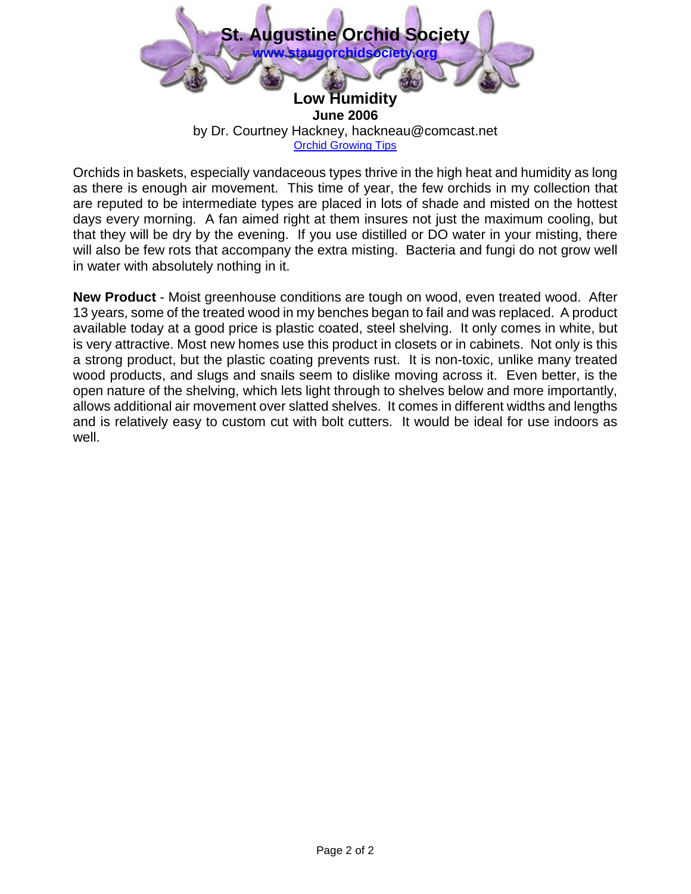# St. Augustine Orchid Society

www.staugorchidsociety.org

## Low Humidity

**June 2006**

by Dr. Courtney Hackney, hackneau@comcast.net

Orchid Growing Tips

Orchids in baskets, especially vandaceous types thrive in the high heat and humidity as long as there is enough air movement. This time of year, the few orchids in my collection that are reputed to be intermediate types are placed in lots of shade and misted on the hottest days every morning. A fan aimed right at them insures not just the maximum cooling, but that they will be dry by the evening. If you use distilled or DO water in your misting, there will also be few rots that accompany the extra misting. Bacteria and fungi do not grow well in water with absolutely nothing in it.

**New Product** - Moist greenhouse conditions are tough on wood, even treated wood. After 13 years, some of the treated wood in my benches began to fail and was replaced. A product available today at a good price is plastic coated, steel shelving. It only comes in white, but is very attractive. Most new homes use this product in closets or in cabinets. Not only is this a strong product, but the plastic coating prevents rust. It is non-toxic, unlike many treated wood products, and slugs and snails seem to dislike moving across it. Even better, is the open nature of the shelving, which lets light through to shelves below and more importantly, allows additional air movement over slatted shelves. It comes in different widths and lengths and is relatively easy to custom cut with bolt cutters. It would be ideal for use indoors as well.